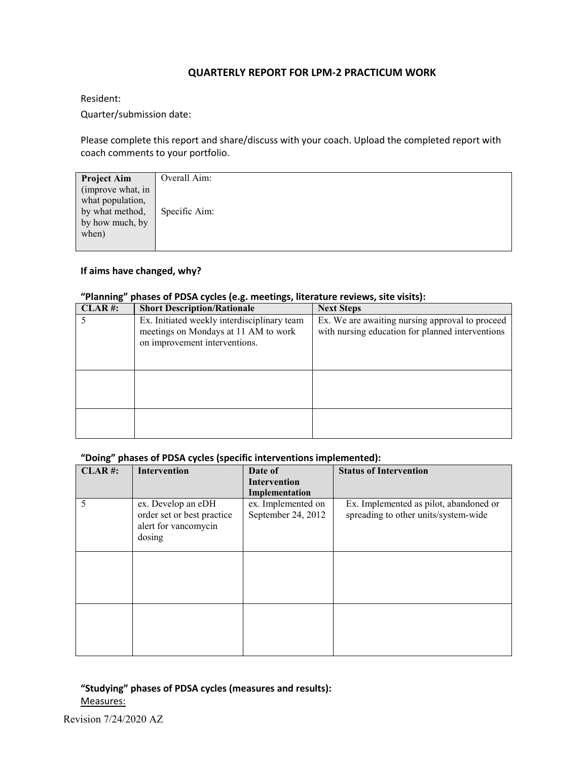# QUARTERLY REPORT FOR LPM-2 PRACTICUM WORK

Resident:

Quarter/submission date:

Please complete this report and share/discuss with your coach. Upload the completed report with coach comments to your portfolio.

| **Project Aim** (improve what, in what population, by what method, by how much, by when) | Overall Aim:<br><br>Specific Aim: |
|---|---|

**If aims have changed, why?**

**"Planning" phases of PDSA cycles (e.g. meetings, literature reviews, site visits):**

| **CLAR #:** | **Short Description/Rationale** | **Next Steps** |
|---|---|---|
| 5 | Ex. Initiated weekly interdisciplinary team meetings on Mondays at 11 AM to work on improvement interventions. | Ex. We are awaiting nursing approval to proceed with nursing education for planned interventions |
| | | |
| | | |

**"Doing" phases of PDSA cycles (specific interventions implemented):**

| **CLAR #:** | **Intervention** | **Date of Intervention Implementation** | **Status of Intervention** |
|---|---|---|---|
| 5 | ex. Develop an eDH order set or best practice alert for vancomycin dosing | ex. Implemented on September 24, 2012 | Ex. Implemented as pilot, abandoned or spreading to other units/system-wide |
| | | | |
| | | | |

**"Studying" phases of PDSA cycles (measures and results):**

<u>Measures:</u>

Revision 7/24/2020 AZ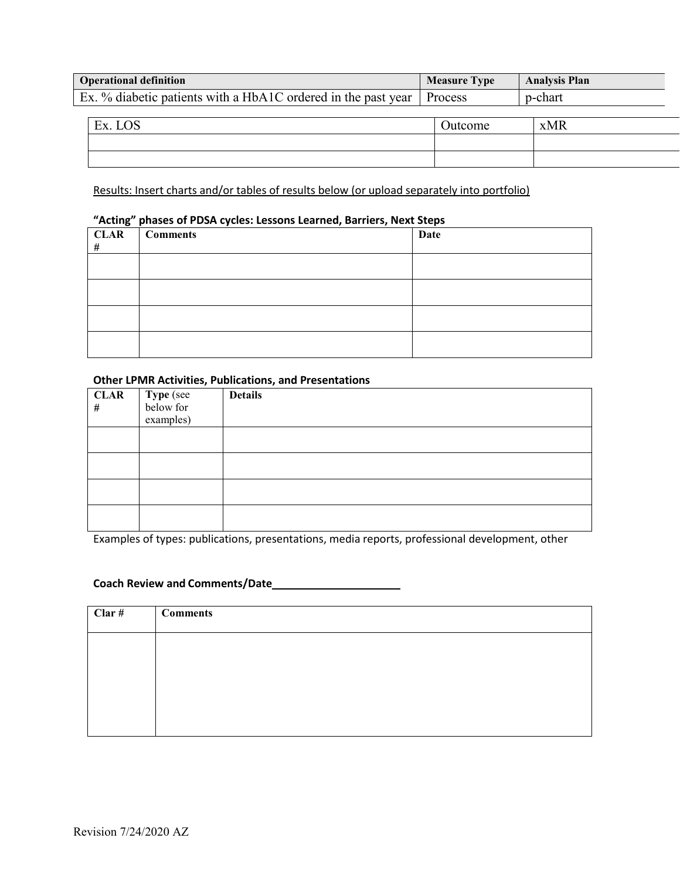| Operational definition | Measure Type | Analysis Plan |
|---|---|---|
| Ex. % diabetic patients with a HbA1C ordered in the past year | Process | p-chart |
| Ex. LOS | Outcome | xMR |
| | | |
| | | |

Results: Insert charts and/or tables of results below (or upload separately into portfolio)

**"Acting" phases of PDSA cycles: Lessons Learned, Barriers, Next Steps**

| CLAR # | Comments | Date |
|---|---|---|
| | | |
| | | |
| | | |
| | | |

**Other LPMR Activities, Publications, and Presentations**

| CLAR # | Type (see below for examples) | Details |
|---|---|---|
| | | |
| | | |
| | | |
| | | |

Examples of types: publications, presentations, media reports, professional development, other

**Coach Review and Comments/Date**______________________

| Clar # | Comments |
|---|---|
| | |

Revision 7/24/2020 AZ